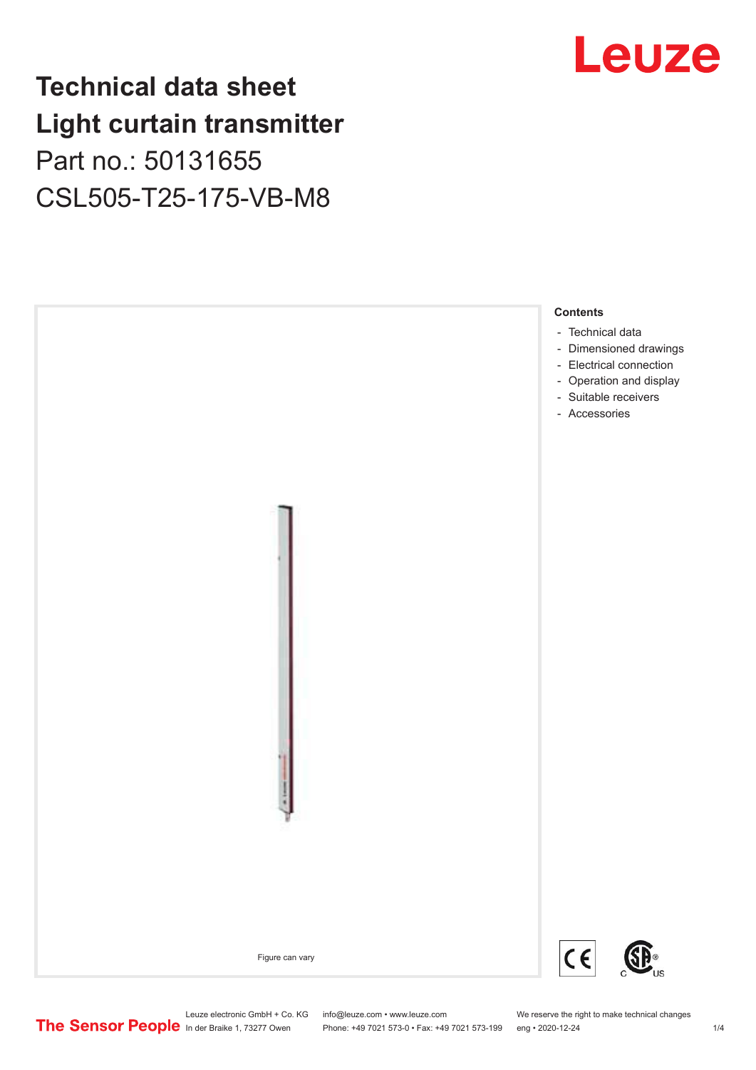# Technical data sheet
# Light curtain transmitter

Part no.: 50131655

CSL505-T25-175-VB-M8

Figure can vary

**Contents**

- Technical data
- Dimensioned drawings
- Electrical connection
- Operation and display
- Suitable receivers
- Accessories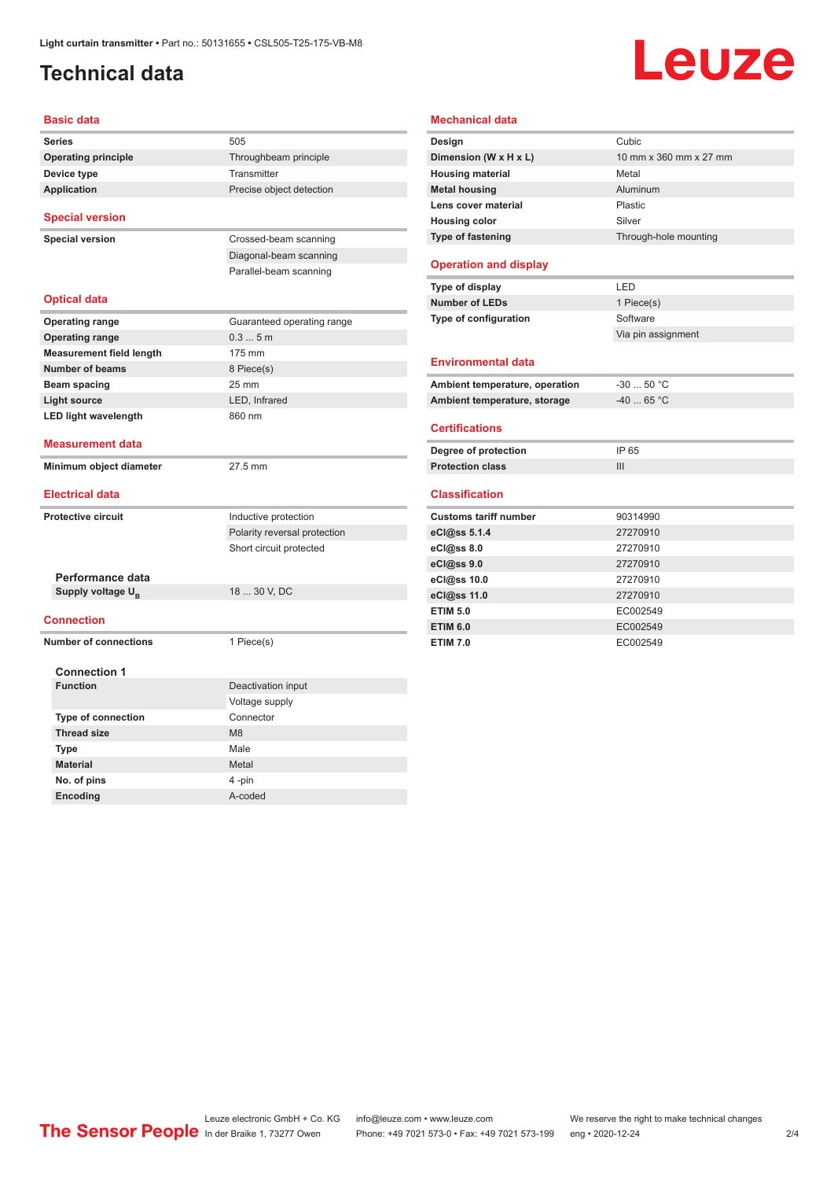# Technical data

## Basic data

| | |
|---|---|
| **Series** | 505 |
| **Operating principle** | Throughbeam principle |
| **Device type** | Transmitter |
| **Application** | Precise object detection |

## Special version

| | |
|---|---|
| **Special version** | Crossed-beam scanning |
| | Diagonal-beam scanning |
| | Parallel-beam scanning |

## Optical data

| | |
|---|---|
| **Operating range** | Guaranteed operating range |
| **Operating range** | 0.3 ... 5 m |
| **Measurement field length** | 175 mm |
| **Number of beams** | 8 Piece(s) |
| **Beam spacing** | 25 mm |
| **Light source** | LED, Infrared |
| **LED light wavelength** | 860 nm |

## Measurement data

| | |
|---|---|
| **Minimum object diameter** | 27.5 mm |

## Electrical data

| | |
|---|---|
| **Protective circuit** | Inductive protection |
| | Polarity reversal protection |
| | Short circuit protected |

### Performance data

| | |
|---|---|
| **Supply voltage $U_B$** | 18 ... 30 V, DC |

## Connection

| | |
|---|---|
| **Number of connections** | 1 Piece(s) |

### Connection 1

| | |
|---|---|
| **Function** | Deactivation input |
| | Voltage supply |
| **Type of connection** | Connector |
| **Thread size** | M8 |
| **Type** | Male |
| **Material** | Metal |
| **No. of pins** | 4 -pin |
| **Encoding** | A-coded |

## Mechanical data

| | |
|---|---|
| **Design** | Cubic |
| **Dimension (W x H x L)** | 10 mm x 360 mm x 27 mm |
| **Housing material** | Metal |
| **Metal housing** | Aluminum |
| **Lens cover material** | Plastic |
| **Housing color** | Silver |
| **Type of fastening** | Through-hole mounting |

## Operation and display

| | |
|---|---|
| **Type of display** | LED |
| **Number of LEDs** | 1 Piece(s) |
| **Type of configuration** | Software |
| | Via pin assignment |

## Environmental data

| | |
|---|---|
| **Ambient temperature, operation** | -30 ... 50 °C |
| **Ambient temperature, storage** | -40 ... 65 °C |

## Certifications

| | |
|---|---|
| **Degree of protection** | IP 65 |
| **Protection class** | III |

## Classification

| | |
|---|---|
| **Customs tariff number** | 90314990 |
| **eCl@ss 5.1.4** | 27270910 |
| **eCl@ss 8.0** | 27270910 |
| **eCl@ss 9.0** | 27270910 |
| **eCl@ss 10.0** | 27270910 |
| **eCl@ss 11.0** | 27270910 |
| **ETIM 5.0** | EC002549 |
| **ETIM 6.0** | EC002549 |
| **ETIM 7.0** | EC002549 |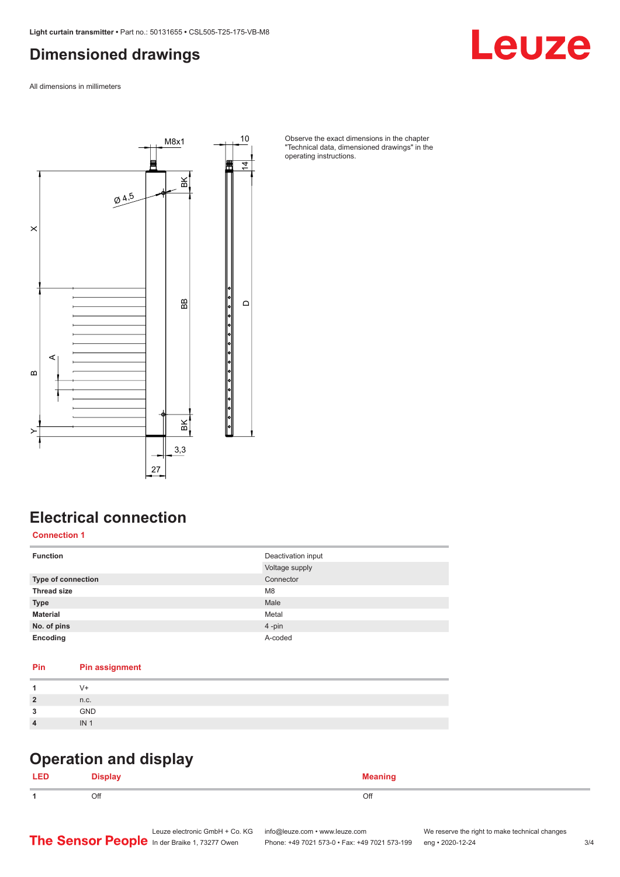## Dimensioned drawings

All dimensions in millimeters

Observe the exact dimensions in the chapter "Technical data, dimensioned drawings" in the operating instructions.

## Electrical connection

### Connection 1

| Function | Deactivation input |
|---|---|
| | Voltage supply |
| Type of connection | Connector |
| Thread size | M8 |
| Type | Male |
| Material | Metal |
| No. of pins | 4 -pin |
| Encoding | A-coded |

| Pin | Pin assignment |
|---|---|
| 1 | V+ |
| 2 | n.c. |
| 3 | GND |
| 4 | IN 1 |

## Operation and display

| LED | Display | Meaning |
|---|---|---|
| 1 | Off | Off |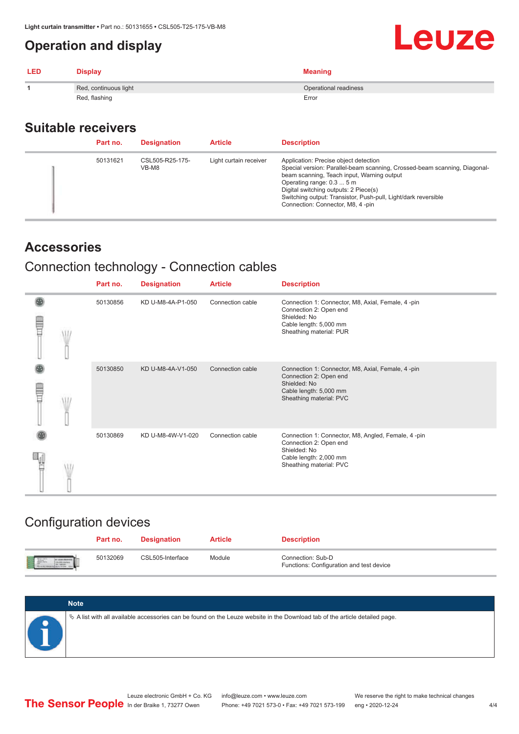## Operation and display

| LED | Display | Meaning |
| --- | --- | --- |
| 1 | Red, continuous light | Operational readiness |
|  | Red, flashing | Error |

## Suitable receivers

| Part no. | Designation | Article | Description |
| --- | --- | --- | --- |
| 50131621 | CSL505-R25-175-VB-M8 | Light curtain receiver | Application: Precise object detection<br>Special version: Parallel-beam scanning, Crossed-beam scanning, Diagonal-beam scanning, Teach input, Warning output<br>Operating range: 0.3 ... 5 m<br>Digital switching outputs: 2 Piece(s)<br>Switching output: Transistor, Push-pull, Light/dark reversible<br>Connection: Connector, M8, 4 -pin |

## Accessories

### Connection technology - Connection cables

| Part no. | Designation | Article | Description |
| --- | --- | --- | --- |
| 50130856 | KD U-M8-4A-P1-050 | Connection cable | Connection 1: Connector, M8, Axial, Female, 4 -pin<br>Connection 2: Open end<br>Shielded: No<br>Cable length: 5,000 mm<br>Sheathing material: PUR |
| 50130850 | KD U-M8-4A-V1-050 | Connection cable | Connection 1: Connector, M8, Axial, Female, 4 -pin<br>Connection 2: Open end<br>Shielded: No<br>Cable length: 5,000 mm<br>Sheathing material: PVC |
| 50130869 | KD U-M8-4W-V1-020 | Connection cable | Connection 1: Connector, M8, Angled, Female, 4 -pin<br>Connection 2: Open end<br>Shielded: No<br>Cable length: 2,000 mm<br>Sheathing material: PVC |

### Configuration devices

| Part no. | Designation | Article | Description |
| --- | --- | --- | --- |
| 50132069 | CSL505-Interface | Module | Connection: Sub-D<br>Functions: Configuration and test device |

**Note**

A list with all available accessories can be found on the Leuze website in the Download tab of the article detailed page.